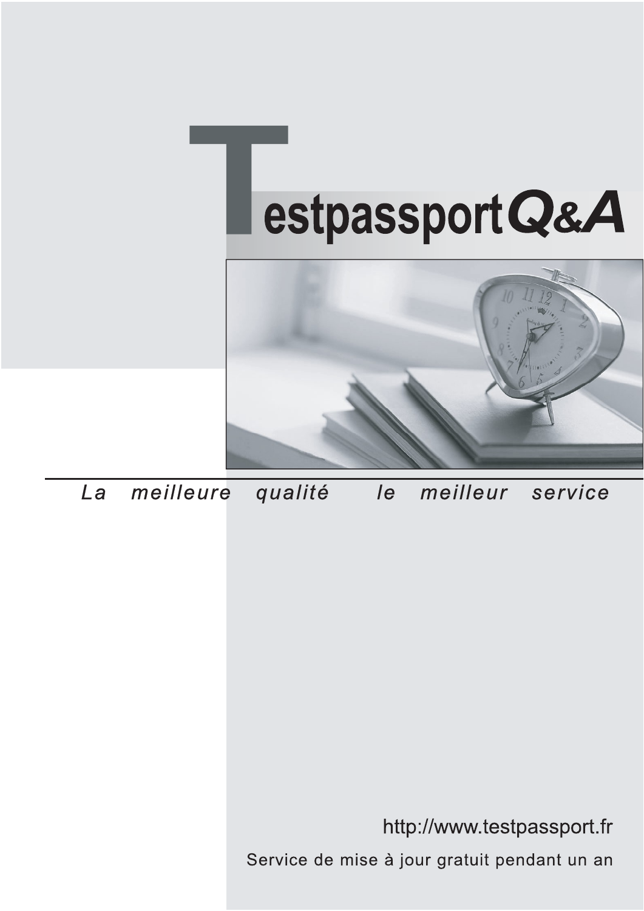# TestpassportQ&A

*La meilleure qualité le meilleur service*

http://www.testpassport.fr

Service de mise à jour gratuit pendant un an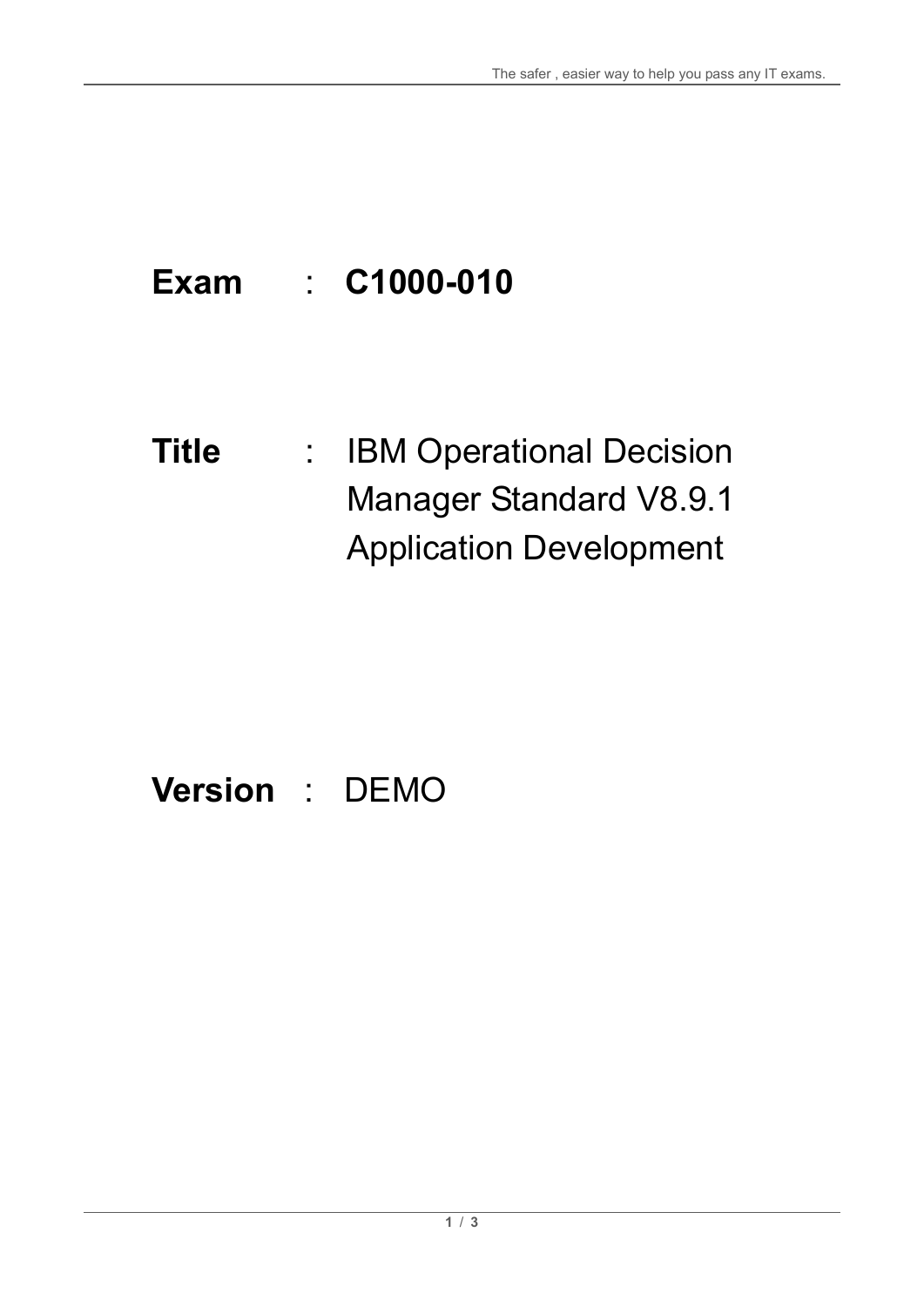**Exam** : **C1000-010**

**Title** : IBM Operational Decision Manager Standard V8.9.1 Application Development

**Version** : DEMO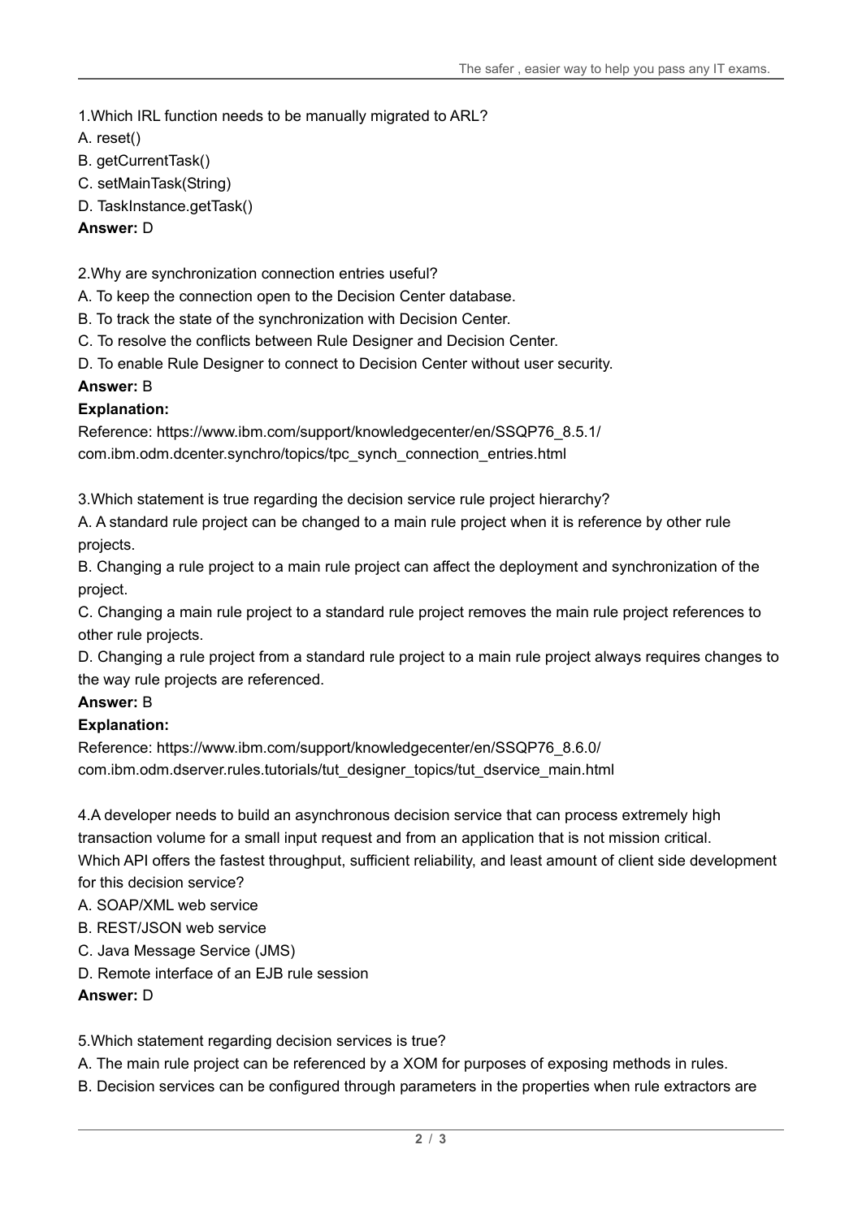1.Which IRL function needs to be manually migrated to ARL?

A. reset()

B. getCurrentTask()

C. setMainTask(String)

D. TaskInstance.getTask()

**Answer:** D

2.Why are synchronization connection entries useful?

A. To keep the connection open to the Decision Center database.

B. To track the state of the synchronization with Decision Center.

C. To resolve the conflicts between Rule Designer and Decision Center.

D. To enable Rule Designer to connect to Decision Center without user security.

**Answer:** B

**Explanation:**

Reference: https://www.ibm.com/support/knowledgecenter/en/SSQP76_8.5.1/com.ibm.odm.dcenter.synchro/topics/tpc_synch_connection_entries.html

3.Which statement is true regarding the decision service rule project hierarchy?

A. A standard rule project can be changed to a main rule project when it is reference by other rule projects.

B. Changing a rule project to a main rule project can affect the deployment and synchronization of the project.

C. Changing a main rule project to a standard rule project removes the main rule project references to other rule projects.

D. Changing a rule project from a standard rule project to a main rule project always requires changes to the way rule projects are referenced.

**Answer:** B

**Explanation:**

Reference: https://www.ibm.com/support/knowledgecenter/en/SSQP76_8.6.0/com.ibm.odm.dserver.rules.tutorials/tut_designer_topics/tut_dservice_main.html

4.A developer needs to build an asynchronous decision service that can process extremely high transaction volume for a small input request and from an application that is not mission critical.

Which API offers the fastest throughput, sufficient reliability, and least amount of client side development for this decision service?

A. SOAP/XML web service

B. REST/JSON web service

C. Java Message Service (JMS)

D. Remote interface of an EJB rule session

**Answer:** D

5.Which statement regarding decision services is true?

A. The main rule project can be referenced by a XOM for purposes of exposing methods in rules.

B. Decision services can be configured through parameters in the properties when rule extractors are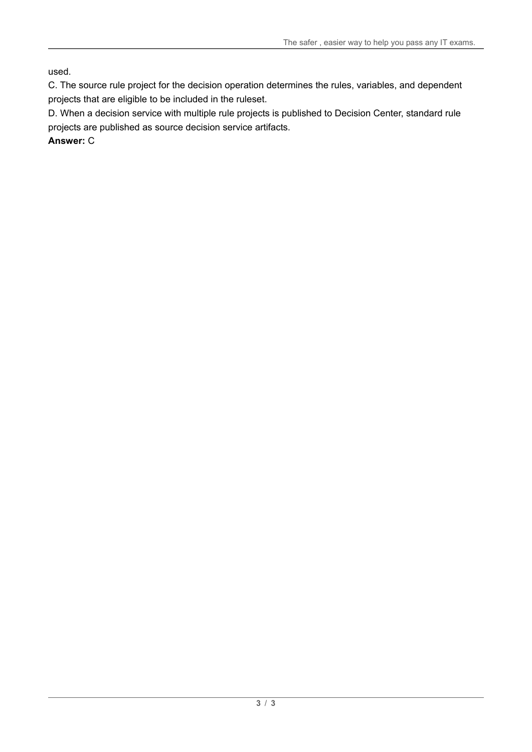used.

C. The source rule project for the decision operation determines the rules, variables, and dependent projects that are eligible to be included in the ruleset.

D. When a decision service with multiple rule projects is published to Decision Center, standard rule projects are published as source decision service artifacts.

**Answer:** C